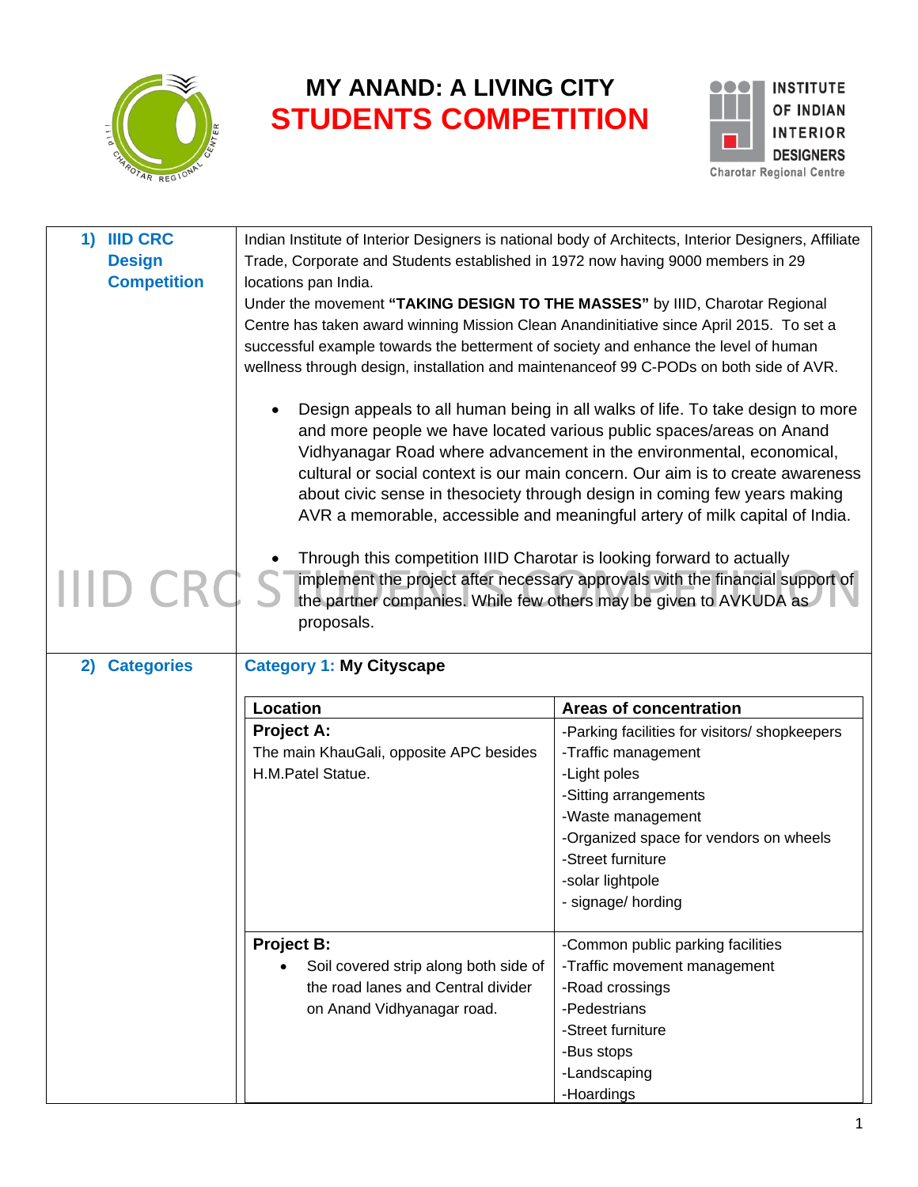# MY ANAND: A LIVING CITY
# STUDENTS COMPETITION

INSTITUTE OF INDIAN INTERIOR DESIGNERS
Charotar Regional Centre

## 1) IIID CRC Design Competition

Indian Institute of Interior Designers is national body of Architects, Interior Designers, Affiliate Trade, Corporate and Students established in 1972 now having 9000 members in 29 locations pan India.

Under the movement **"TAKING DESIGN TO THE MASSES"** by IIID, Charotar Regional Centre has taken award winning Mission Clean Anandinitiative since April 2015. To set a successful example towards the betterment of society and enhance the level of human wellness through design, installation and maintenanceof 99 C-PODs on both side of AVR.

- Design appeals to all human being in all walks of life. To take design to more and more people we have located various public spaces/areas on Anand Vidhyanagar Road where advancement in the environmental, economical, cultural or social context is our main concern. Our aim is to create awareness about civic sense in thesociety through design in coming few years making AVR a memorable, accessible and meaningful artery of milk capital of India.
- Through this competition IIID Charotar is looking forward to actually implement the project after necessary approvals with the financial support of the partner companies. While few others may be given to AVKUDA as proposals.

## 2) Categories

**Category 1: My Cityscape**

| Location | Areas of concentration |
|---|---|
| **Project A:**<br>The main KhauGali, opposite APC besides H.M.Patel Statue. | -Parking facilities for visitors/ shopkeepers<br>-Traffic management<br>-Light poles<br>-Sitting arrangements<br>-Waste management<br>-Organized space for vendors on wheels<br>-Street furniture<br>-solar lightpole<br>- signage/ hording |
| **Project B:**<br>• Soil covered strip along both side of the road lanes and Central divider on Anand Vidhyanagar road. | -Common public parking facilities<br>-Traffic movement management<br>-Road crossings<br>-Pedestrians<br>-Street furniture<br>-Bus stops<br>-Landscaping<br>-Hoardings |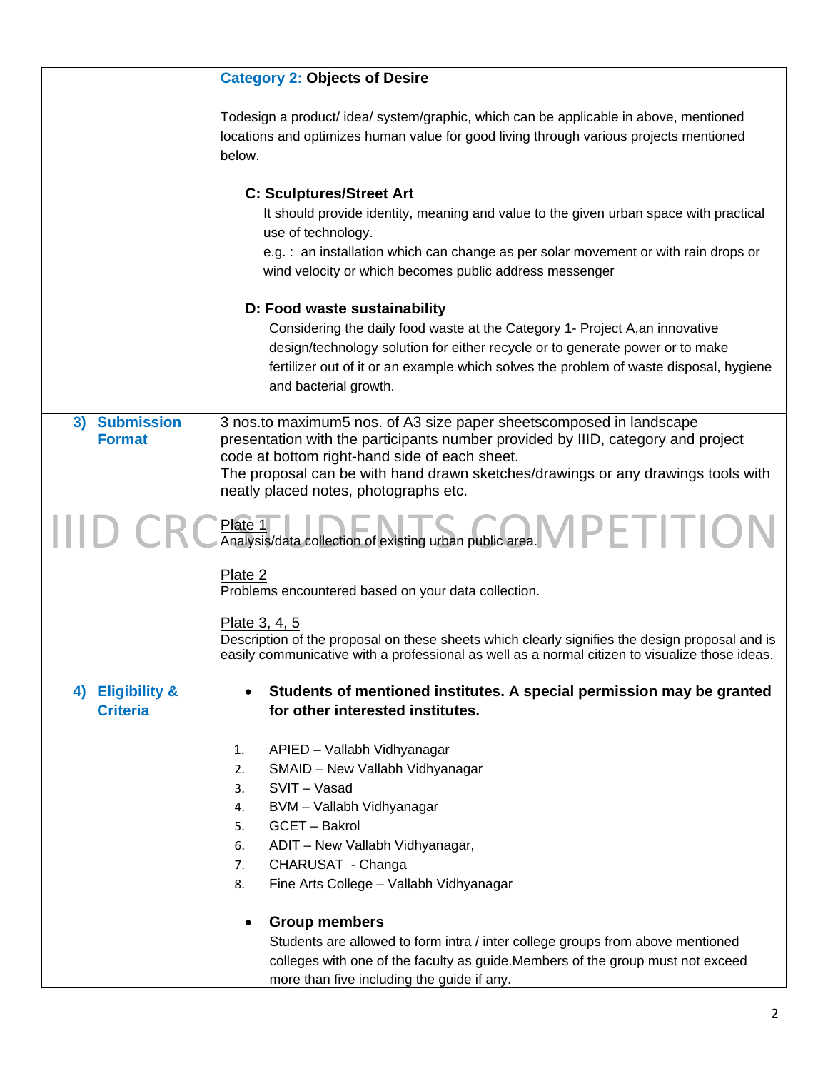| | |
|---|---|
| | **Category 2: Objects of Desire**<br><br>Todesign a product/ idea/ system/graphic, which can be applicable in above, mentioned locations and optimizes human value for good living through various projects mentioned below.<br><br>**C: Sculptures/Street Art**<br>It should provide identity, meaning and value to the given urban space with practical use of technology.<br>e.g. : an installation which can change as per solar movement or with rain drops or wind velocity or which becomes public address messenger<br><br>**D: Food waste sustainability**<br>Considering the daily food waste at the Category 1- Project A,an innovative design/technology solution for either recycle or to generate power or to make fertilizer out of it or an example which solves the problem of waste disposal, hygiene and bacterial growth. |
| **3) Submission Format** | 3 nos.to maximum5 nos. of A3 size paper sheetscomposed in landscape presentation with the participants number provided by IIID, category and project code at bottom right-hand side of each sheet.<br>The proposal can be with hand drawn sketches/drawings or any drawings tools with neatly placed notes, photographs etc.<br><br>Plate 1<br>Analysis/data collection of existing urban public area.<br><br>Plate 2<br>Problems encountered based on your data collection.<br><br>Plate 3, 4, 5<br>Description of the proposal on these sheets which clearly signifies the design proposal and is easily communicative with a professional as well as a normal citizen to visualize those ideas. |
| **4) Eligibility & Criteria** | • **Students of mentioned institutes. A special permission may be granted for other interested institutes.**<br><br>1. APIED – Vallabh Vidhyanagar<br>2. SMAID – New Vallabh Vidhyanagar<br>3. SVIT – Vasad<br>4. BVM – Vallabh Vidhyanagar<br>5. GCET – Bakrol<br>6. ADIT – New Vallabh Vidhyanagar,<br>7. CHARUSAT - Changa<br>8. Fine Arts College – Vallabh Vidhyanagar<br><br>• **Group members**<br>Students are allowed to form intra / inter college groups from above mentioned colleges with one of the faculty as guide.Members of the group must not exceed more than five including the guide if any. |

IIID CRC STUDENTS COMPETITION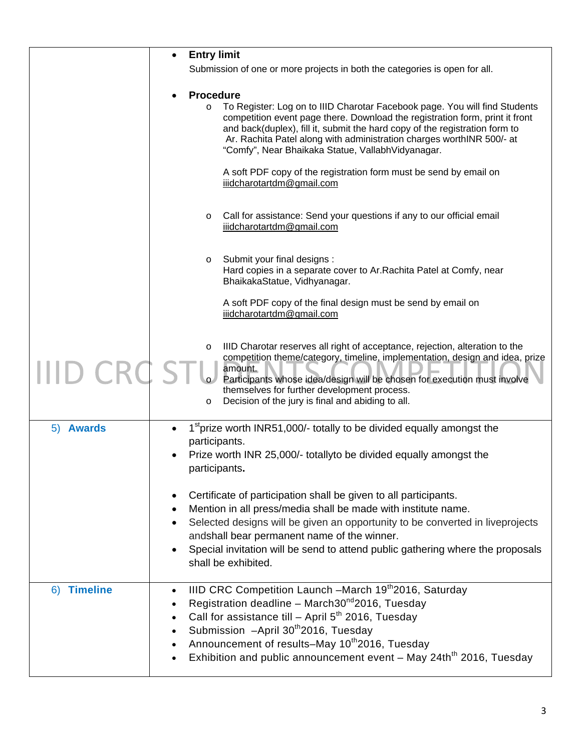|  |  |
|---|---|
|  | • **Entry limit**<br>Submission of one or more projects in both the categories is open for all.<br><br>• **Procedure**<br>o To Register: Log on to IIID Charotar Facebook page. You will find Students competition event page there. Download the registration form, print it front and back(duplex), fill it, submit the hard copy of the registration form to Ar. Rachita Patel along with administration charges worthINR 500/- at "Comfy", Near Bhaikaka Statue, VallabhVidyanagar.<br><br>A soft PDF copy of the registration form must be send by email on iiidcharotartdm@gmail.com<br><br>o Call for assistance: Send your questions if any to our official email iiidcharotartdm@gmail.com<br><br>o Submit your final designs :<br>Hard copies in a separate cover to Ar.Rachita Patel at Comfy, near BhaikakaStatue, Vidhyanagar.<br><br>A soft PDF copy of the final design must be send by email on iiidcharotartdm@gmail.com<br><br>o IIID Charotar reserves all right of acceptance, rejection, alteration to the competition theme/category, timeline, implementation, design and idea, prize amount.<br>o Participants whose idea/design will be chosen for execution must involve themselves for further development process.<br>o Decision of the jury is final and abiding to all. |
| 5) **Awards** | • 1st prize worth INR51,000/- totally to be divided equally amongst the participants.<br>• Prize worth INR 25,000/- totallyto be divided equally amongst the participants**.**<br><br>• Certificate of participation shall be given to all participants.<br>• Mention in all press/media shall be made with institute name.<br>• Selected designs will be given an opportunity to be converted in liveprojects andshall bear permanent name of the winner.<br>• Special invitation will be send to attend public gathering where the proposals shall be exhibited. |
| 6) **Timeline** | • IIID CRC Competition Launch –March 19th 2016, Saturday<br>• Registration deadline – March30nd 2016, Tuesday<br>• Call for assistance till – April 5th 2016, Tuesday<br>• Submission –April 30th 2016, Tuesday<br>• Announcement of results–May 10th 2016, Tuesday<br>• Exhibition and public announcement event – May 24th 2016, Tuesday |

IIID CRC STUDENTS COMPETITION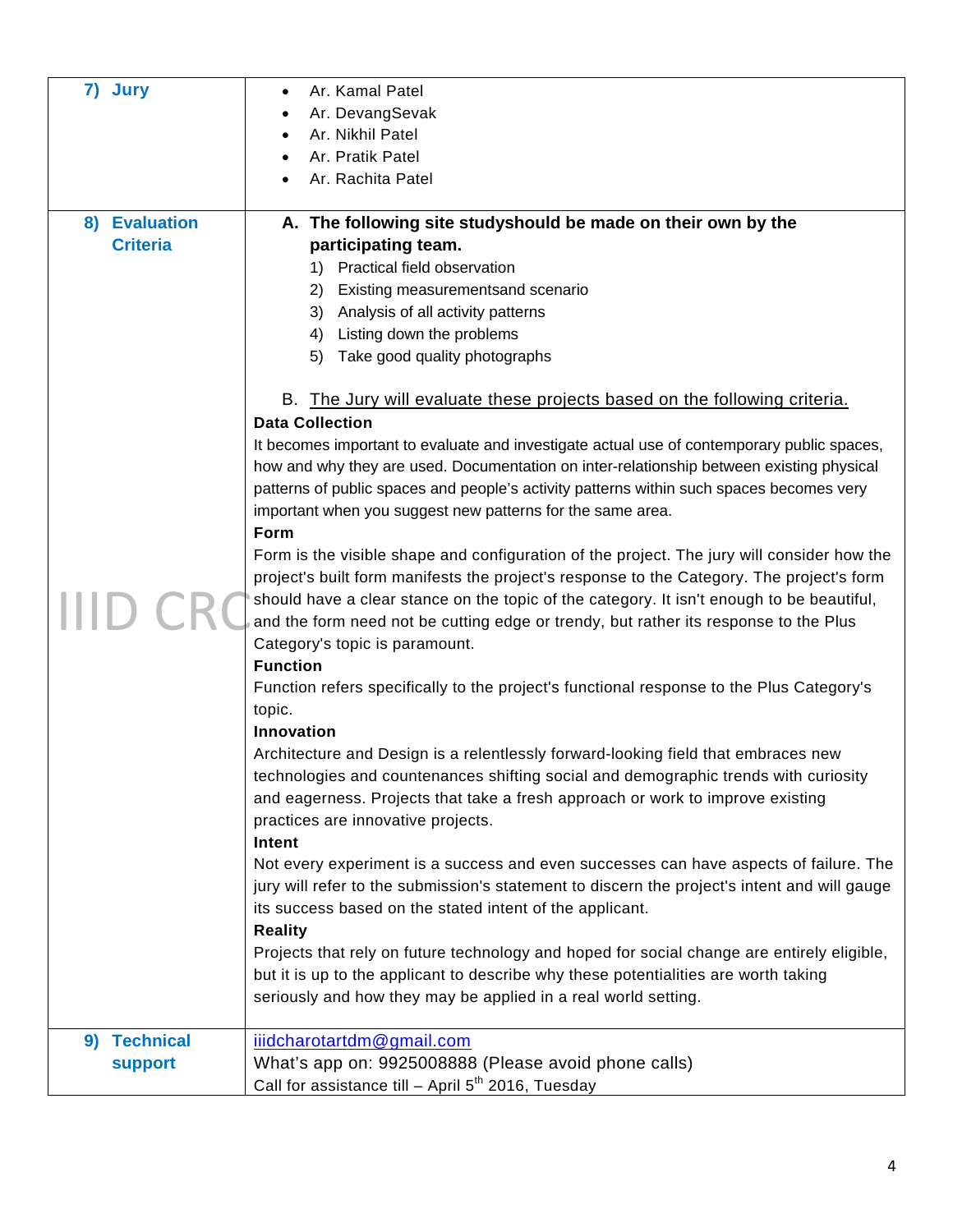| | |
|---|---|
| **7) Jury** | • Ar. Kamal Patel<br>• Ar. DevangSevak<br>• Ar. Nikhil Patel<br>• Ar. Pratik Patel<br>• Ar. Rachita Patel |
| **8) Evaluation Criteria**<br><br>IIID CRC | **A. The following site studyshould be made on their own by the participating team.**<br>1) Practical field observation<br>2) Existing measurementsand scenario<br>3) Analysis of all activity patterns<br>4) Listing down the problems<br>5) Take good quality photographs<br><br>B. The Jury will evaluate these projects based on the following criteria.<br>**Data Collection**<br>It becomes important to evaluate and investigate actual use of contemporary public spaces, how and why they are used. Documentation on inter-relationship between existing physical patterns of public spaces and people's activity patterns within such spaces becomes very important when you suggest new patterns for the same area.<br>**Form**<br>Form is the visible shape and configuration of the project. The jury will consider how the project's built form manifests the project's response to the Category. The project's form should have a clear stance on the topic of the category. It isn't enough to be beautiful, and the form need not be cutting edge or trendy, but rather its response to the Plus Category's topic is paramount.<br>**Function**<br>Function refers specifically to the project's functional response to the Plus Category's topic.<br>**Innovation**<br>Architecture and Design is a relentlessly forward-looking field that embraces new technologies and countenances shifting social and demographic trends with curiosity and eagerness. Projects that take a fresh approach or work to improve existing practices are innovative projects.<br>**Intent**<br>Not every experiment is a success and even successes can have aspects of failure. The jury will refer to the submission's statement to discern the project's intent and will gauge its success based on the stated intent of the applicant.<br>**Reality**<br>Projects that rely on future technology and hoped for social change are entirely eligible, but it is up to the applicant to describe why these potentialities are worth taking seriously and how they may be applied in a real world setting. |
| **9) Technical support** | iiidcharotartdm@gmail.com<br>What's app on: 9925008888 (Please avoid phone calls)<br>Call for assistance till – April 5th 2016, Tuesday |